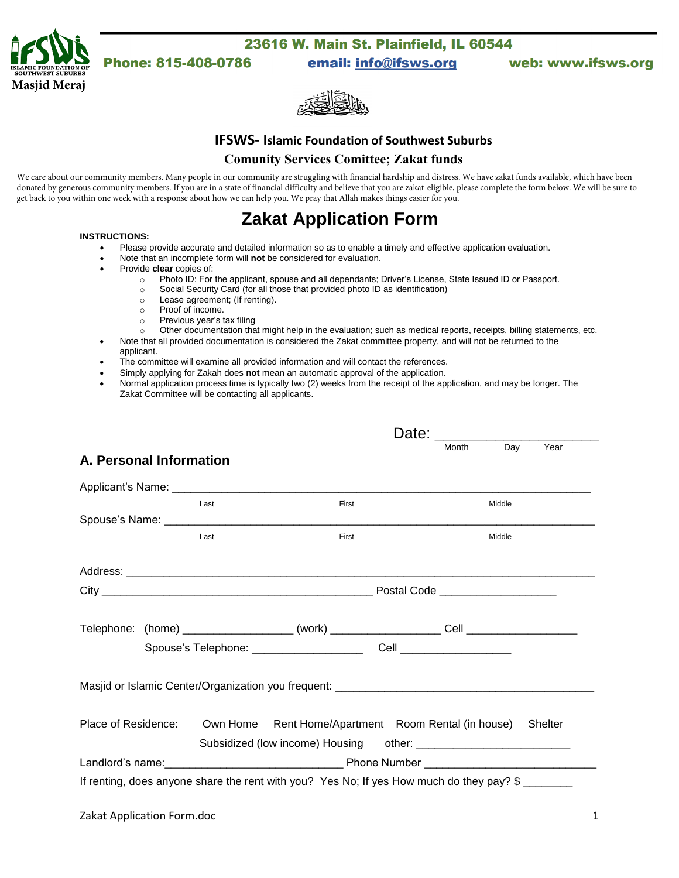23616 W. Main St. Plainfield, IL 60544

Phone: 815-408-0786 email: info@ifsws.org web: www.ifsws.org

Masjid Meraj

## IFSWS- Islamic Foundation of Southwest Suburbs

### Comunity Services Comittee; Zakat funds

We care about our community members. Many people in our community are struggling with financial hardship and distress. We have zakat funds available, which have been donated by generous community members. If you are in a state of financial difficulty and believe that you are zakat-eligible, please complete the form below. We will be sure to get back to you within one week with a response about how we can help you. We pray that Allah makes things easier for you.

# Zakat Application Form

**INSTRUCTIONS:**

- Please provide accurate and detailed information so as to enable a timely and effective application evaluation.
- Note that an incomplete form will **not** be considered for evaluation.
- Provide **clear** copies of:
  - Photo ID: For the applicant, spouse and all dependants; Driver's License, State Issued ID or Passport.
  - Social Security Card (for all those that provided photo ID as identification)
  - Lease agreement; (If renting).
  - Proof of income.
  - Previous year's tax filing
  - Other documentation that might help in the evaluation; such as medical reports, receipts, billing statements, etc.
- Note that all provided documentation is considered the Zakat committee property, and will not be returned to the applicant.
- The committee will examine all provided information and will contact the references.
- Simply applying for Zakah does **not** mean an automatic approval of the application.
- Normal application process time is typically two (2) weeks from the receipt of the application, and may be longer. The Zakat Committee will be contacting all applicants.

Date: ______________________
Month Day Year

## A. Personal Information

Applicant's Name: ______________________________________________
Last First Middle

Spouse's Name: ______________________________________________
Last First Middle

Address: ______________________________________________

City ______________________________ Postal Code ________________

Telephone: (home) ________________ (work) ________________ Cell ________________

Spouse's Telephone: ________________ Cell ________________

Masjid or Islamic Center/Organization you frequent: ______________________________

Place of Residence: Own Home Rent Home/Apartment Room Rental (in house) Shelter
Subsidized (low income) Housing other: ______________________

Landlord's name:__________________________ Phone Number __________________________

If renting, does anyone share the rent with you? Yes No; If yes How much do they pay? $ ________

Zakat Application Form.doc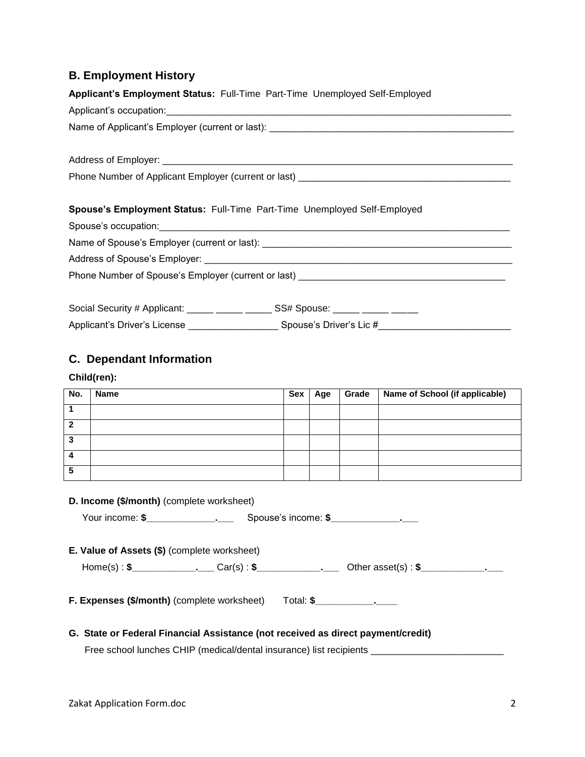## B. Employment History

**Applicant's Employment Status:** Full-Time Part-Time Unemployed Self-Employed

Applicant's occupation:_______________________________________________________________________

Name of Applicant's Employer (current or last): _______________________________________________

Address of Employer: _________________________________________________________________________

Phone Number of Applicant Employer (current or last) _________________________________________

**Spouse's Employment Status:** Full-Time Part-Time Unemployed Self-Employed

Spouse's occupation:__________________________________________________________________________

Name of Spouse's Employer (current or last): __________________________________________________

Address of Spouse's Employer: ________________________________________________________________

Phone Number of Spouse's Employer (current or last) __________________________________________

Social Security # Applicant: _____ _____ _____ SS# Spouse: _____ _____ _____

Applicant's Driver's License _________________ Spouse's Driver's Lic #_________________________

## C. Dependant Information

**Child(ren):**

| No. | Name | Sex | Age | Grade | Name of School (if applicable) |
|---|---|---|---|---|---|
| 1 | | | | | |
| 2 | | | | | |
| 3 | | | | | |
| 4 | | | | | |
| 5 | | | | | |

**D. Income ($/month)** (complete worksheet)

Your income: **$**_____________**.**___ Spouse's income: **$**_____________**.**___

**E. Value of Assets ($)** (complete worksheet)

Home(s) : **$**____________**.**___ Car(s) : **$**____________**.**___ Other asset(s) : **$**____________**.**___

**F. Expenses ($/month)** (complete worksheet) Total: **$**___________**.**____

**G. State or Federal Financial Assistance (not received as direct payment/credit)**

Free school lunches CHIP (medical/dental insurance) list recipients _________________________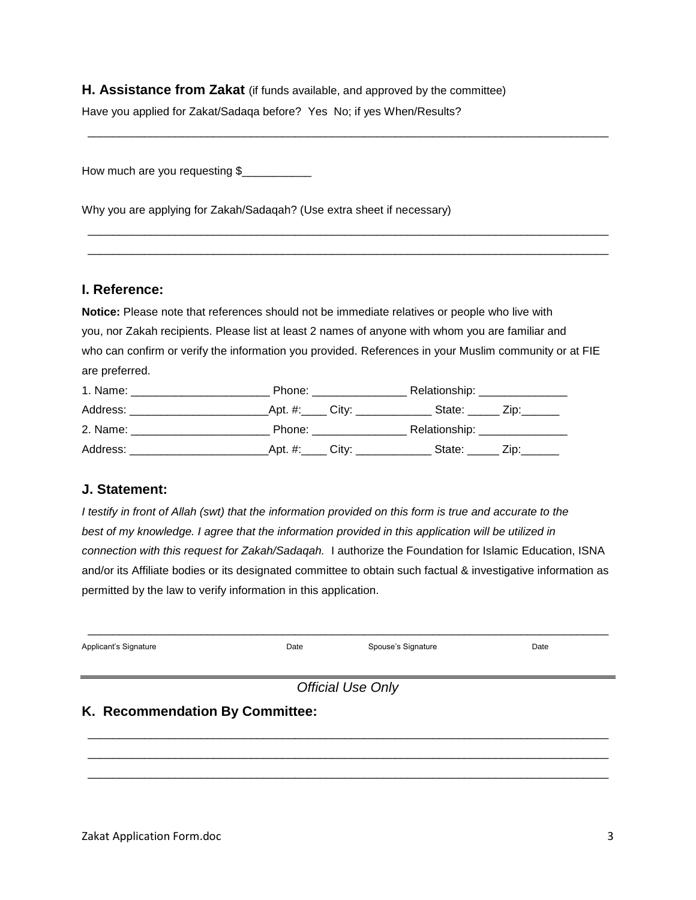## H. Assistance from Zakat (if funds available, and approved by the committee)

Have you applied for Zakat/Sadaqa before? Yes No; if yes When/Results?

____________________________________________________________________________________

How much are you requesting $___________

Why you are applying for Zakah/Sadaqah? (Use extra sheet if necessary)

____________________________________________________________________________________

____________________________________________________________________________________

## I. Reference:

**Notice:** Please note that references should not be immediate relatives or people who live with you, nor Zakah recipients. Please list at least 2 names of anyone with whom you are familiar and who can confirm or verify the information you provided. References in your Muslim community or at FIE are preferred.

1. Name: ______________________ Phone: _______________ Relationship: ______________

Address: ______________________Apt. #:____ City: ____________ State: _____ Zip:______

2. Name: ______________________ Phone: _______________ Relationship: ______________

Address: ______________________Apt. #:____ City: ____________ State: _____ Zip:______

## J. Statement:

*I testify in front of Allah (swt) that the information provided on this form is true and accurate to the best of my knowledge. I agree that the information provided in this application will be utilized in connection with this request for Zakah/Sadaqah.* I authorize the Foundation for Islamic Education, ISNA and/or its Affiliate bodies or its designated committee to obtain such factual & investigative information as permitted by the law to verify information in this application.

____________________________________________________________________________________

Applicant's Signature  Date  Spouse's Signature  Date

---

*Official Use Only*

## K. Recommendation By Committee:

____________________________________________________________________________________

____________________________________________________________________________________

____________________________________________________________________________________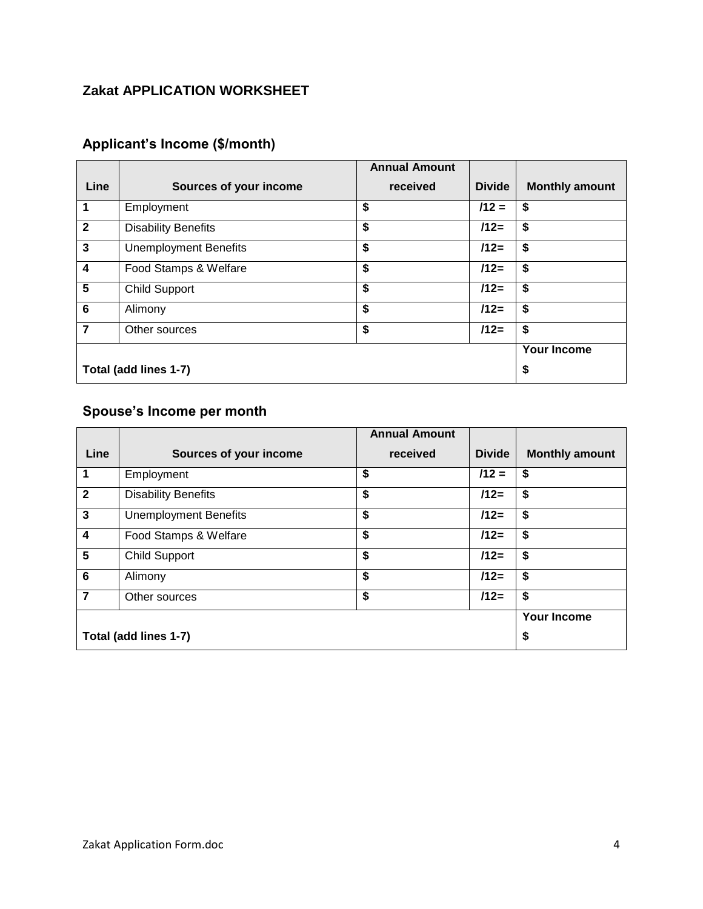## Zakat APPLICATION WORKSHEET

### Applicant's Income ($/month)

| Line | Sources of your income | Annual Amount received | Divide | Monthly amount |
|---|---|---|---|---|
| 1 | Employment | $ | /12 = | $ |
| 2 | Disability Benefits | $ | /12= | $ |
| 3 | Unemployment Benefits | $ | /12= | $ |
| 4 | Food Stamps & Welfare | $ | /12= | $ |
| 5 | Child Support | $ | /12= | $ |
| 6 | Alimony | $ | /12= | $ |
| 7 | Other sources | $ | /12= | $ |
| **Total (add lines 1-7)** | | | | **Your Income** $ |

### Spouse's Income per month

| Line | Sources of your income | Annual Amount received | Divide | Monthly amount |
|---|---|---|---|---|
| 1 | Employment | $ | /12 = | $ |
| 2 | Disability Benefits | $ | /12= | $ |
| 3 | Unemployment Benefits | $ | /12= | $ |
| 4 | Food Stamps & Welfare | $ | /12= | $ |
| 5 | Child Support | $ | /12= | $ |
| 6 | Alimony | $ | /12= | $ |
| 7 | Other sources | $ | /12= | $ |
| **Total (add lines 1-7)** | | | | **Your Income** $ |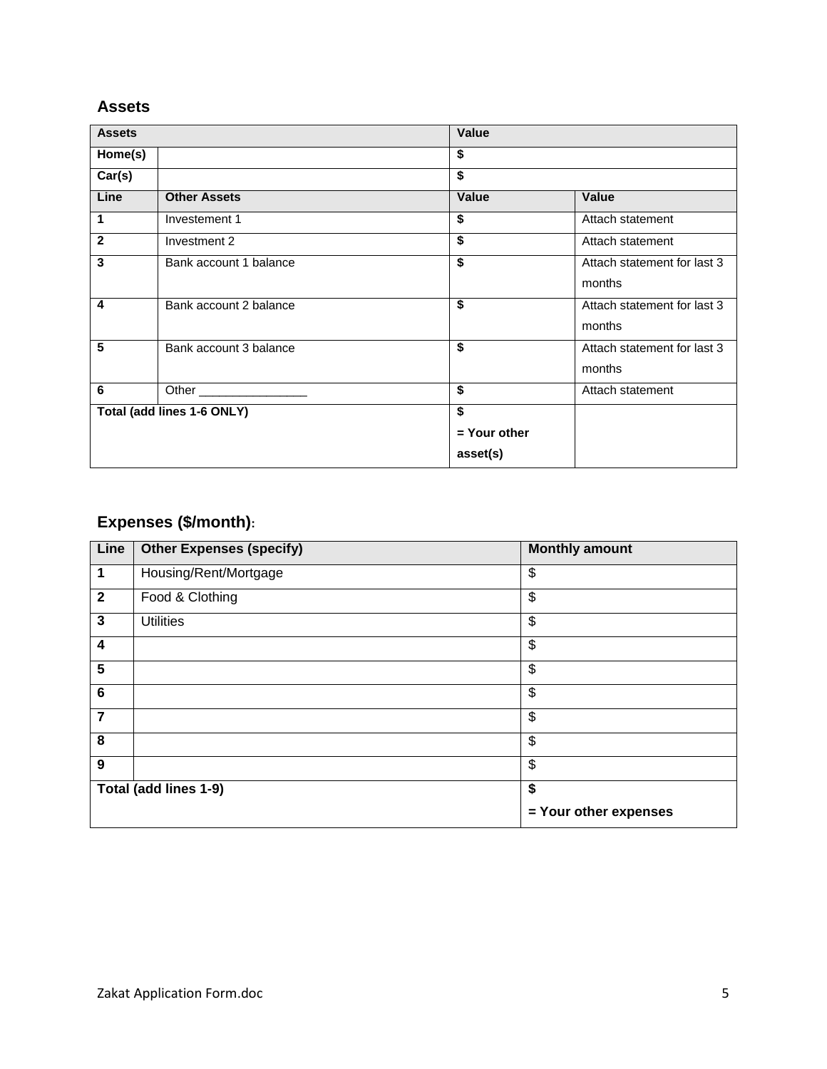## Assets

| Assets | | Value | |
|---|---|---|---|
| **Home(s)** | | $ | |
| **Car(s)** | | $ | |
| **Line** | **Other Assets** | **Value** | **Value** |
| 1 | Investement 1 | $ | Attach statement |
| 2 | Investment 2 | $ | Attach statement |
| 3 | Bank account 1 balance | $ | Attach statement for last 3 months |
| 4 | Bank account 2 balance | $ | Attach statement for last 3 months |
| 5 | Bank account 3 balance | $ | Attach statement for last 3 months |
| 6 | Other ________________ | $ | Attach statement |
| **Total (add lines 1-6 ONLY)** | | **$ = Your other asset(s)** | |

## Expenses ($/month):

| Line | Other Expenses (specify) | Monthly amount |
|---|---|---|
| 1 | Housing/Rent/Mortgage | $ |
| 2 | Food & Clothing | $ |
| 3 | Utilities | $ |
| 4 | | $ |
| 5 | | $ |
| 6 | | $ |
| 7 | | $ |
| 8 | | $ |
| 9 | | $ |
| **Total (add lines 1-9)** | | **$ = Your other expenses** |